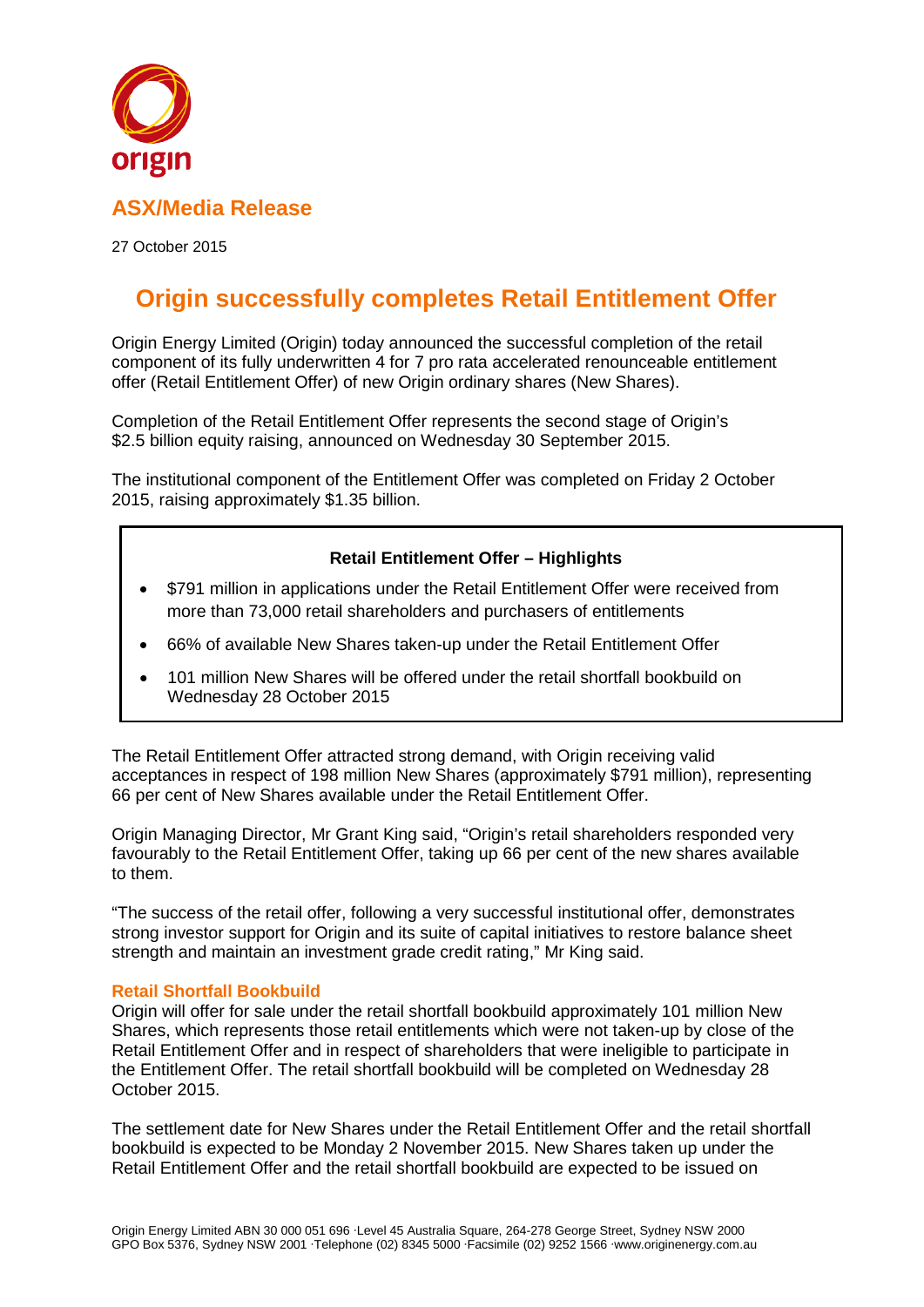origin

## ASX/Media Release

27 October 2015

# Origin successfully completes Retail Entitlement Offer

Origin Energy Limited (Origin) today announced the successful completion of the retail component of its fully underwritten 4 for 7 pro rata accelerated renounceable entitlement offer (Retail Entitlement Offer) of new Origin ordinary shares (New Shares).

Completion of the Retail Entitlement Offer represents the second stage of Origin's $2.5 billion equity raising, announced on Wednesday 30 September 2015.

The institutional component of the Entitlement Offer was completed on Friday 2 October 2015, raising approximately $1.35 billion.

**Retail Entitlement Offer – Highlights**

- $791 million in applications under the Retail Entitlement Offer were received from more than 73,000 retail shareholders and purchasers of entitlements
- 66% of available New Shares taken-up under the Retail Entitlement Offer
- 101 million New Shares will be offered under the retail shortfall bookbuild on Wednesday 28 October 2015

The Retail Entitlement Offer attracted strong demand, with Origin receiving valid acceptances in respect of 198 million New Shares (approximately $791 million), representing 66 per cent of New Shares available under the Retail Entitlement Offer.

Origin Managing Director, Mr Grant King said, "Origin's retail shareholders responded very favourably to the Retail Entitlement Offer, taking up 66 per cent of the new shares available to them.

"The success of the retail offer, following a very successful institutional offer, demonstrates strong investor support for Origin and its suite of capital initiatives to restore balance sheet strength and maintain an investment grade credit rating," Mr King said.

### Retail Shortfall Bookbuild

Origin will offer for sale under the retail shortfall bookbuild approximately 101 million New Shares, which represents those retail entitlements which were not taken-up by close of the Retail Entitlement Offer and in respect of shareholders that were ineligible to participate in the Entitlement Offer. The retail shortfall bookbuild will be completed on Wednesday 28 October 2015.

The settlement date for New Shares under the Retail Entitlement Offer and the retail shortfall bookbuild is expected to be Monday 2 November 2015. New Shares taken up under the Retail Entitlement Offer and the retail shortfall bookbuild are expected to be issued on

Origin Energy Limited ABN 30 000 051 696 ·Level 45 Australia Square, 264-278 George Street, Sydney NSW 2000
GPO Box 5376, Sydney NSW 2001 ·Telephone (02) 8345 5000 ·Facsimile (02) 9252 1566 ·www.originenergy.com.au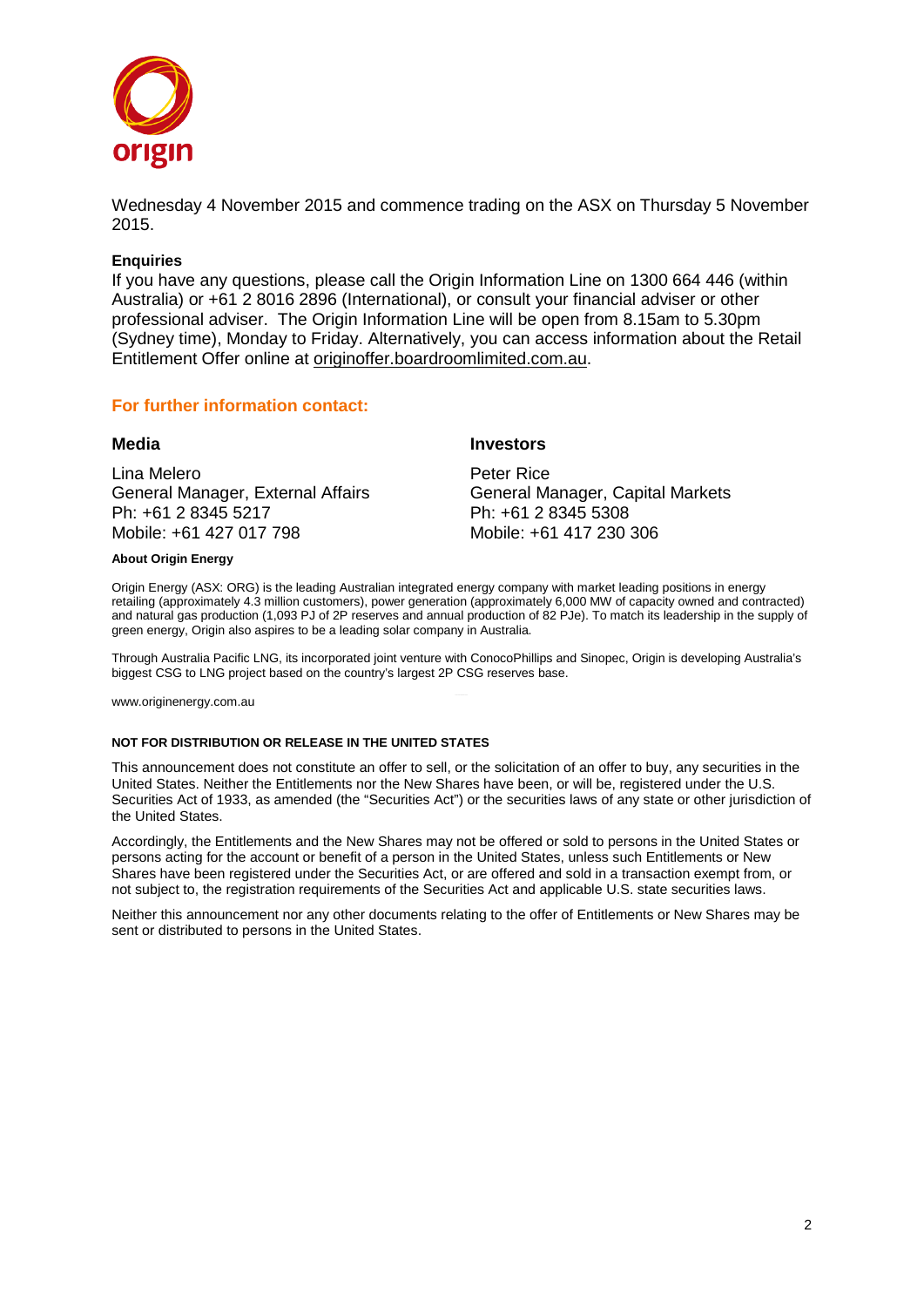Wednesday 4 November 2015 and commence trading on the ASX on Thursday 5 November 2015.

**Enquiries**

If you have any questions, please call the Origin Information Line on 1300 664 446 (within Australia) or +61 2 8016 2896 (International), or consult your financial adviser or other professional adviser. The Origin Information Line will be open from 8.15am to 5.30pm (Sydney time), Monday to Friday. Alternatively, you can access information about the Retail Entitlement Offer online at originoffer.boardroomlimited.com.au.

## For further information contact:

**Media**

Lina Melero
General Manager, External Affairs
Ph: +61 2 8345 5217
Mobile: +61 427 017 798

**Investors**

Peter Rice
General Manager, Capital Markets
Ph: +61 2 8345 5308
Mobile: +61 417 230 306

**About Origin Energy**

Origin Energy (ASX: ORG) is the leading Australian integrated energy company with market leading positions in energy retailing (approximately 4.3 million customers), power generation (approximately 6,000 MW of capacity owned and contracted) and natural gas production (1,093 PJ of 2P reserves and annual production of 82 PJe). To match its leadership in the supply of green energy, Origin also aspires to be a leading solar company in Australia.

Through Australia Pacific LNG, its incorporated joint venture with ConocoPhillips and Sinopec, Origin is developing Australia's biggest CSG to LNG project based on the country's largest 2P CSG reserves base.

www.originenergy.com.au

**NOT FOR DISTRIBUTION OR RELEASE IN THE UNITED STATES**

This announcement does not constitute an offer to sell, or the solicitation of an offer to buy, any securities in the United States. Neither the Entitlements nor the New Shares have been, or will be, registered under the U.S. Securities Act of 1933, as amended (the "Securities Act") or the securities laws of any state or other jurisdiction of the United States.

Accordingly, the Entitlements and the New Shares may not be offered or sold to persons in the United States or persons acting for the account or benefit of a person in the United States, unless such Entitlements or New Shares have been registered under the Securities Act, or are offered and sold in a transaction exempt from, or not subject to, the registration requirements of the Securities Act and applicable U.S. state securities laws.

Neither this announcement nor any other documents relating to the offer of Entitlements or New Shares may be sent or distributed to persons in the United States.